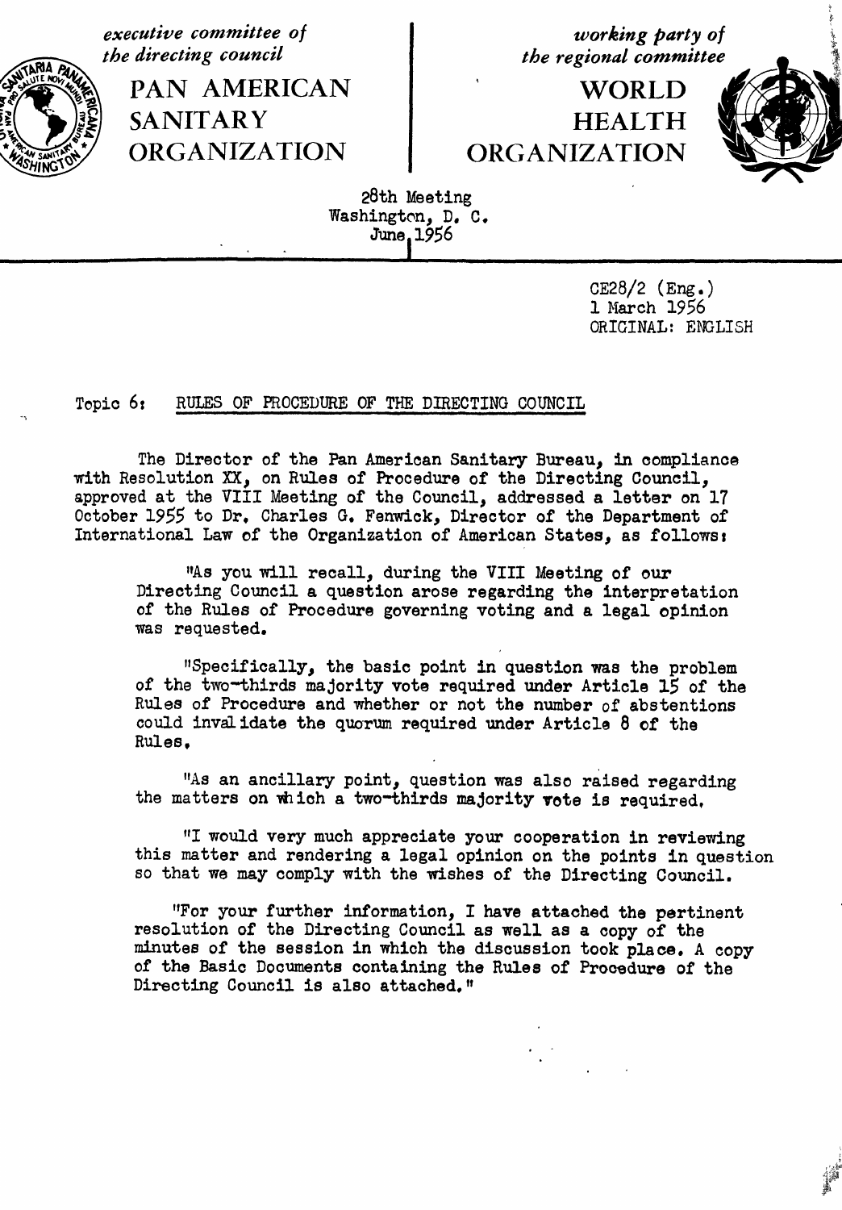*executive committee of the directing council*

**PAN AMERICAN SANITARY ORGANIZATION**

*working party of the regional committee*

**WORLD HEALTH ORGANIZATION**

28th Meeting
Washington, D. C.
June 1956

CE28/2 (Eng.)
1 March 1956
ORIGINAL: ENGLISH

Topic 6: RULES OF PROCEDURE OF THE DIRECTING COUNCIL

The Director of the Pan American Sanitary Bureau, in compliance with Resolution XX, on Rules of Procedure of the Directing Council, approved at the VIII Meeting of the Council, addressed a letter on 17 October 1955 to Dr. Charles G. Fenwick, Director of the Department of International Law of the Organization of American States, as follows:

"As you will recall, during the VIII Meeting of our Directing Council a question arose regarding the interpretation of the Rules of Procedure governing voting and a legal opinion was requested.

"Specifically, the basic point in question was the problem of the two-thirds majority vote required under Article 15 of the Rules of Procedure and whether or not the number of abstentions could invalidate the quorum required under Article 8 of the Rules.

"As an ancillary point, question was also raised regarding the matters on which a two-thirds majority vote is required.

"I would very much appreciate your cooperation in reviewing this matter and rendering a legal opinion on the points in question so that we may comply with the wishes of the Directing Council.

"For your further information, I have attached the pertinent resolution of the Directing Council as well as a copy of the minutes of the session in which the discussion took place. A copy of the Basic Documents containing the Rules of Procedure of the Directing Council is also attached."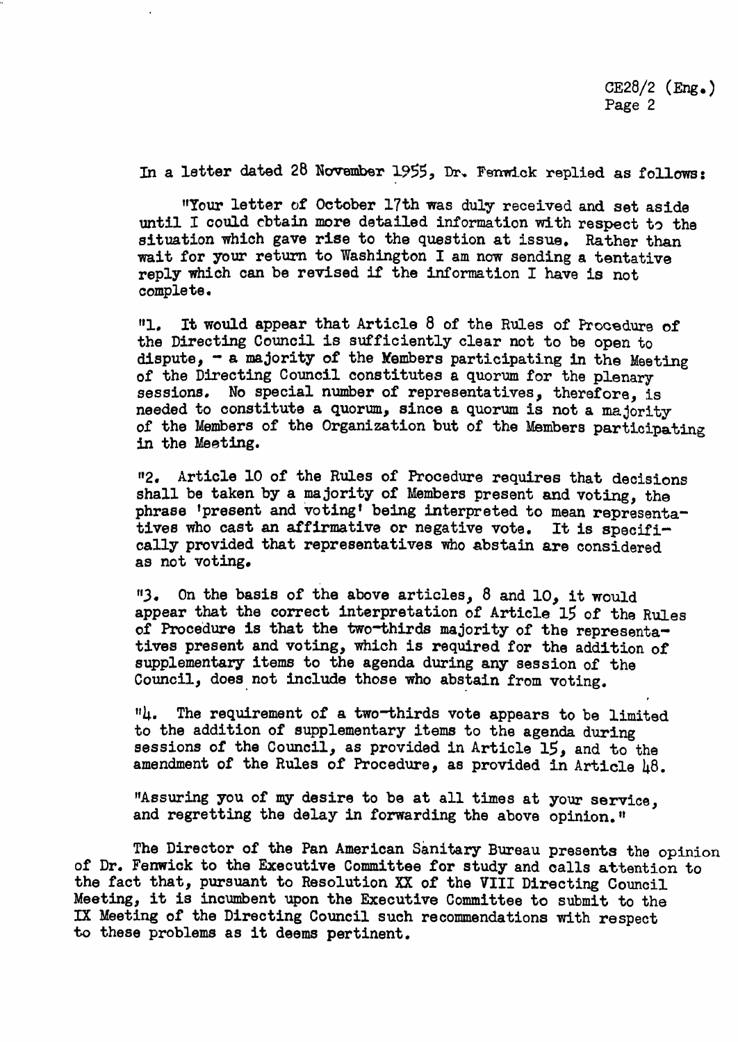In a letter dated 28 November 1955, Dr. Fenwick replied as follows:

"Your letter of October 17th was duly received and set aside until I could obtain more detailed information with respect to the situation which gave rise to the question at issue. Rather than wait for your return to Washington I am now sending a tentative reply which can be revised if the information I have is not complete.

"1. It would appear that Article 8 of the Rules of Procedure of the Directing Council is sufficiently clear not to be open to dispute, - a majority of the Members participating in the Meeting of the Directing Council constitutes a quorum for the plenary sessions. No special number of representatives, therefore, is needed to constitute a quorum, since a quorum is not a majority of the Members of the Organization but of the Members participating in the Meeting.

"2. Article 10 of the Rules of Procedure requires that decisions shall be taken by a majority of Members present and voting, the phrase 'present and voting' being interpreted to mean representatives who cast an affirmative or negative vote. It is specifically provided that representatives who abstain are considered as not voting.

"3. On the basis of the above articles, 8 and 10, it would appear that the correct interpretation of Article 15 of the Rules of Procedure is that the two-thirds majority of the representatives present and voting, which is required for the addition of supplementary items to the agenda during any session of the Council, does not include those who abstain from voting.

"4. The requirement of a two-thirds vote appears to be limited to the addition of supplementary items to the agenda during sessions of the Council, as provided in Article 15, and to the amendment of the Rules of Procedure, as provided in Article 48.

"Assuring you of my desire to be at all times at your service, and regretting the delay in forwarding the above opinion."

The Director of the Pan American Sanitary Bureau presents the opinion of Dr. Fenwick to the Executive Committee for study and calls attention to the fact that, pursuant to Resolution XX of the VIII Directing Council Meeting, it is incumbent upon the Executive Committee to submit to the IX Meeting of the Directing Council such recommendations with respect to these problems as it deems pertinent.